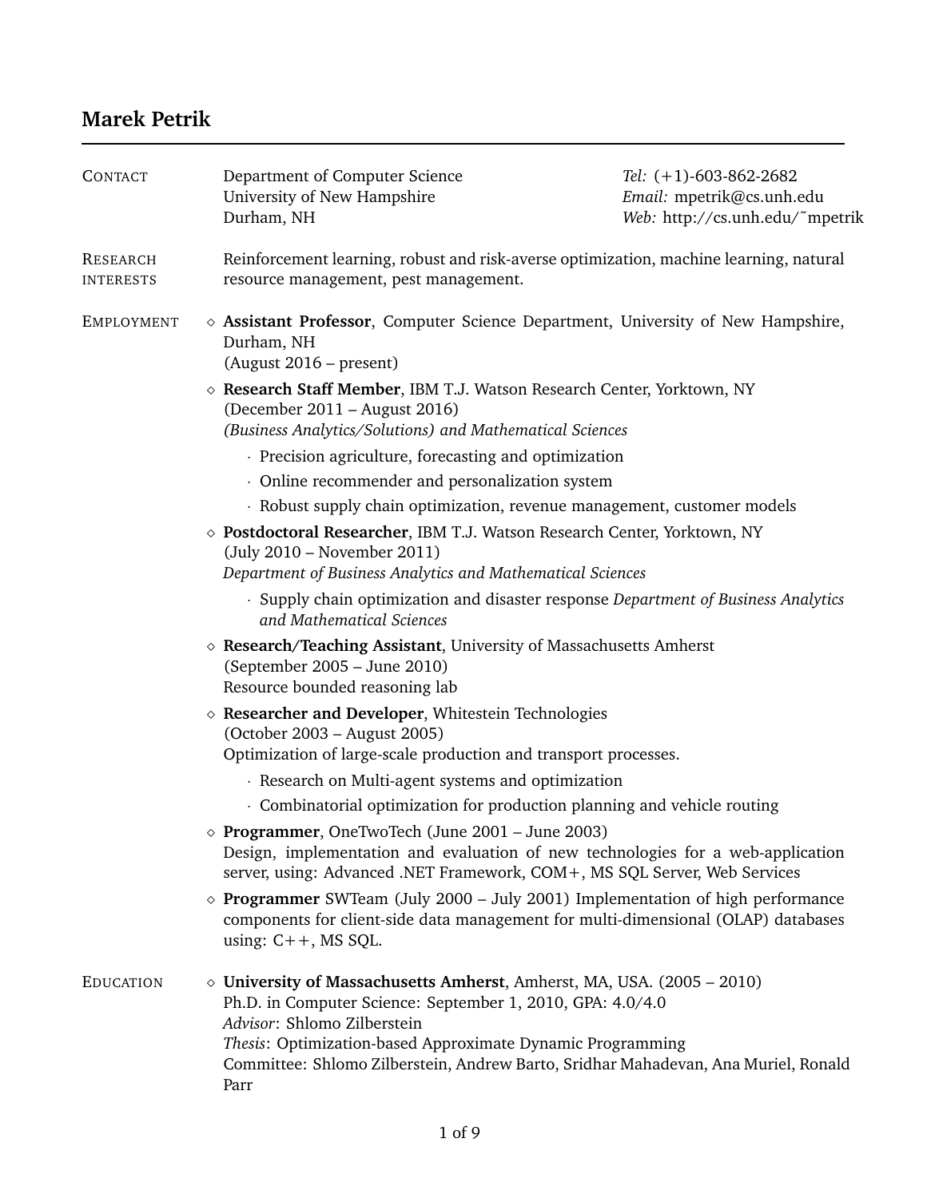# Marek Petrik

## Contact

Department of Computer Science
University of New Hampshire
Durham, NH

*Tel:* (+1)-603-862-2682
*Email:* mpetrik@cs.unh.edu
*Web:* http://cs.unh.edu/˜mpetrik

## Research Interests

Reinforcement learning, robust and risk-averse optimization, machine learning, natural resource management, pest management.

## Employment

- **Assistant Professor**, Computer Science Department, University of New Hampshire, Durham, NH
  (August 2016 – present)
- **Research Staff Member**, IBM T.J. Watson Research Center, Yorktown, NY
  (December 2011 – August 2016)
  *(Business Analytics/Solutions) and Mathematical Sciences*
  - Precision agriculture, forecasting and optimization
  - Online recommender and personalization system
  - Robust supply chain optimization, revenue management, customer models
- **Postdoctoral Researcher**, IBM T.J. Watson Research Center, Yorktown, NY
  (July 2010 – November 2011)
  *Department of Business Analytics and Mathematical Sciences*
  - Supply chain optimization and disaster response *Department of Business Analytics and Mathematical Sciences*
- **Research/Teaching Assistant**, University of Massachusetts Amherst
  (September 2005 – June 2010)
  Resource bounded reasoning lab
- **Researcher and Developer**, Whitestein Technologies
  (October 2003 – August 2005)
  Optimization of large-scale production and transport processes.
  - Research on Multi-agent systems and optimization
  - Combinatorial optimization for production planning and vehicle routing
- **Programmer**, OneTwoTech (June 2001 – June 2003)
  Design, implementation and evaluation of new technologies for a web-application server, using: Advanced .NET Framework, COM+, MS SQL Server, Web Services
- **Programmer** SWTeam (July 2000 – July 2001) Implementation of high performance components for client-side data management for multi-dimensional (OLAP) databases using: C++, MS SQL.

## Education

- **University of Massachusetts Amherst**, Amherst, MA, USA. (2005 – 2010)
  Ph.D. in Computer Science: September 1, 2010, GPA: 4.0/4.0
  *Advisor*: Shlomo Zilberstein
  *Thesis*: Optimization-based Approximate Dynamic Programming
  Committee: Shlomo Zilberstein, Andrew Barto, Sridhar Mahadevan, Ana Muriel, Ronald Parr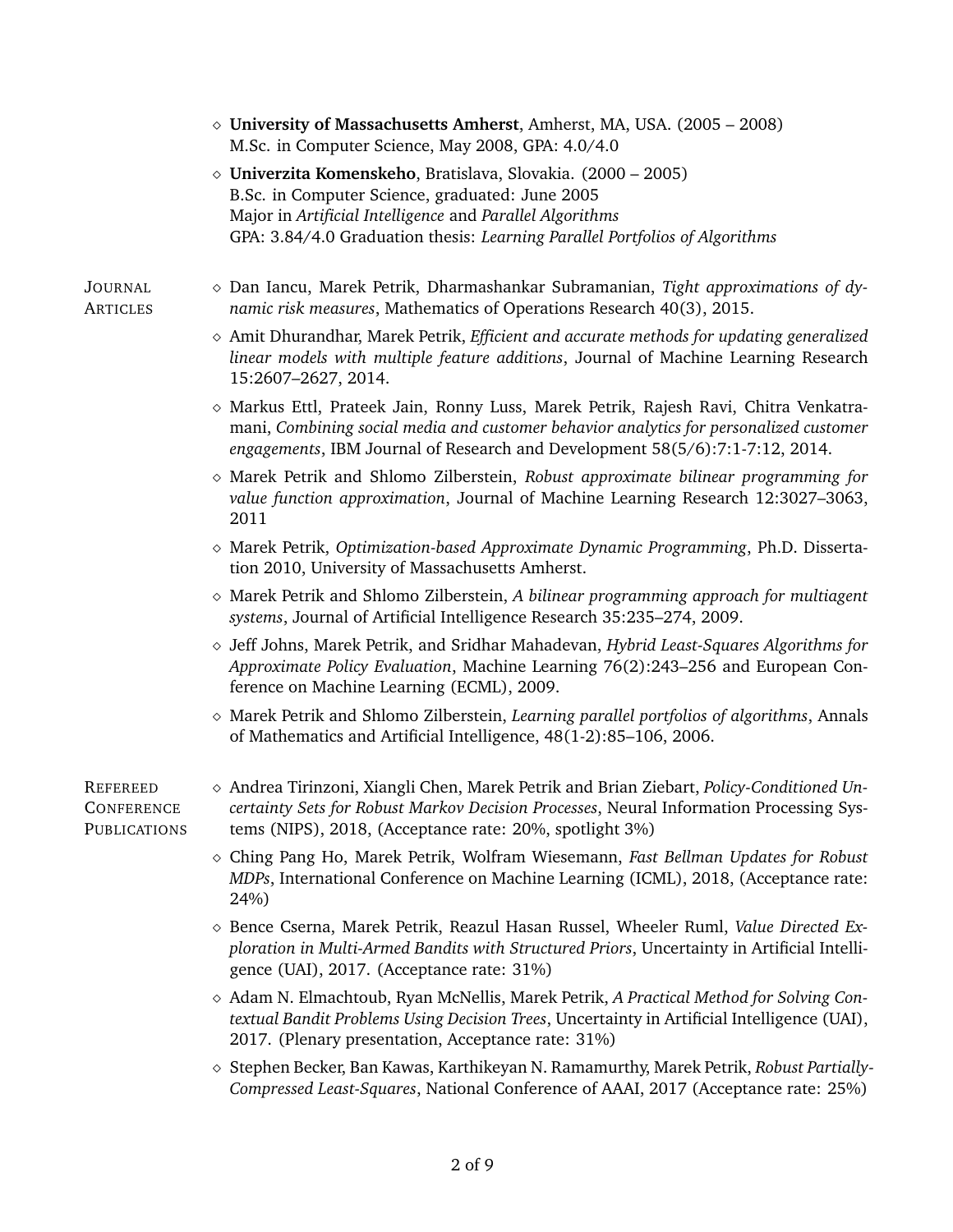- **University of Massachusetts Amherst**, Amherst, MA, USA. (2005 – 2008)
  M.Sc. in Computer Science, May 2008, GPA: 4.0/4.0
- **Univerzita Komenskeho**, Bratislava, Slovakia. (2000 – 2005)
  B.Sc. in Computer Science, graduated: June 2005
  Major in *Artificial Intelligence* and *Parallel Algorithms*
  GPA: 3.84/4.0 Graduation thesis: *Learning Parallel Portfolios of Algorithms*

## Journal Articles

- Dan Iancu, Marek Petrik, Dharmashankar Subramanian, *Tight approximations of dynamic risk measures*, Mathematics of Operations Research 40(3), 2015.
- Amit Dhurandhar, Marek Petrik, *Efficient and accurate methods for updating generalized linear models with multiple feature additions*, Journal of Machine Learning Research 15:2607–2627, 2014.
- Markus Ettl, Prateek Jain, Ronny Luss, Marek Petrik, Rajesh Ravi, Chitra Venkatramani, *Combining social media and customer behavior analytics for personalized customer engagements*, IBM Journal of Research and Development 58(5/6):7:1-7:12, 2014.
- Marek Petrik and Shlomo Zilberstein, *Robust approximate bilinear programming for value function approximation*, Journal of Machine Learning Research 12:3027–3063, 2011
- Marek Petrik, *Optimization-based Approximate Dynamic Programming*, Ph.D. Dissertation 2010, University of Massachusetts Amherst.
- Marek Petrik and Shlomo Zilberstein, *A bilinear programming approach for multiagent systems*, Journal of Artificial Intelligence Research 35:235–274, 2009.
- Jeff Johns, Marek Petrik, and Sridhar Mahadevan, *Hybrid Least-Squares Algorithms for Approximate Policy Evaluation*, Machine Learning 76(2):243–256 and European Conference on Machine Learning (ECML), 2009.
- Marek Petrik and Shlomo Zilberstein, *Learning parallel portfolios of algorithms*, Annals of Mathematics and Artificial Intelligence, 48(1-2):85–106, 2006.

## Refereed Conference Publications

- Andrea Tirinzoni, Xiangli Chen, Marek Petrik and Brian Ziebart, *Policy-Conditioned Uncertainty Sets for Robust Markov Decision Processes*, Neural Information Processing Systems (NIPS), 2018, (Acceptance rate: 20%, spotlight 3%)
- Ching Pang Ho, Marek Petrik, Wolfram Wiesemann, *Fast Bellman Updates for Robust MDPs*, International Conference on Machine Learning (ICML), 2018, (Acceptance rate: 24%)
- Bence Cserna, Marek Petrik, Reazul Hasan Russel, Wheeler Ruml, *Value Directed Exploration in Multi-Armed Bandits with Structured Priors*, Uncertainty in Artificial Intelligence (UAI), 2017. (Acceptance rate: 31%)
- Adam N. Elmachtoub, Ryan McNellis, Marek Petrik, *A Practical Method for Solving Contextual Bandit Problems Using Decision Trees*, Uncertainty in Artificial Intelligence (UAI), 2017. (Plenary presentation, Acceptance rate: 31%)
- Stephen Becker, Ban Kawas, Karthikeyan N. Ramamurthy, Marek Petrik, *Robust Partially-Compressed Least-Squares*, National Conference of AAAI, 2017 (Acceptance rate: 25%)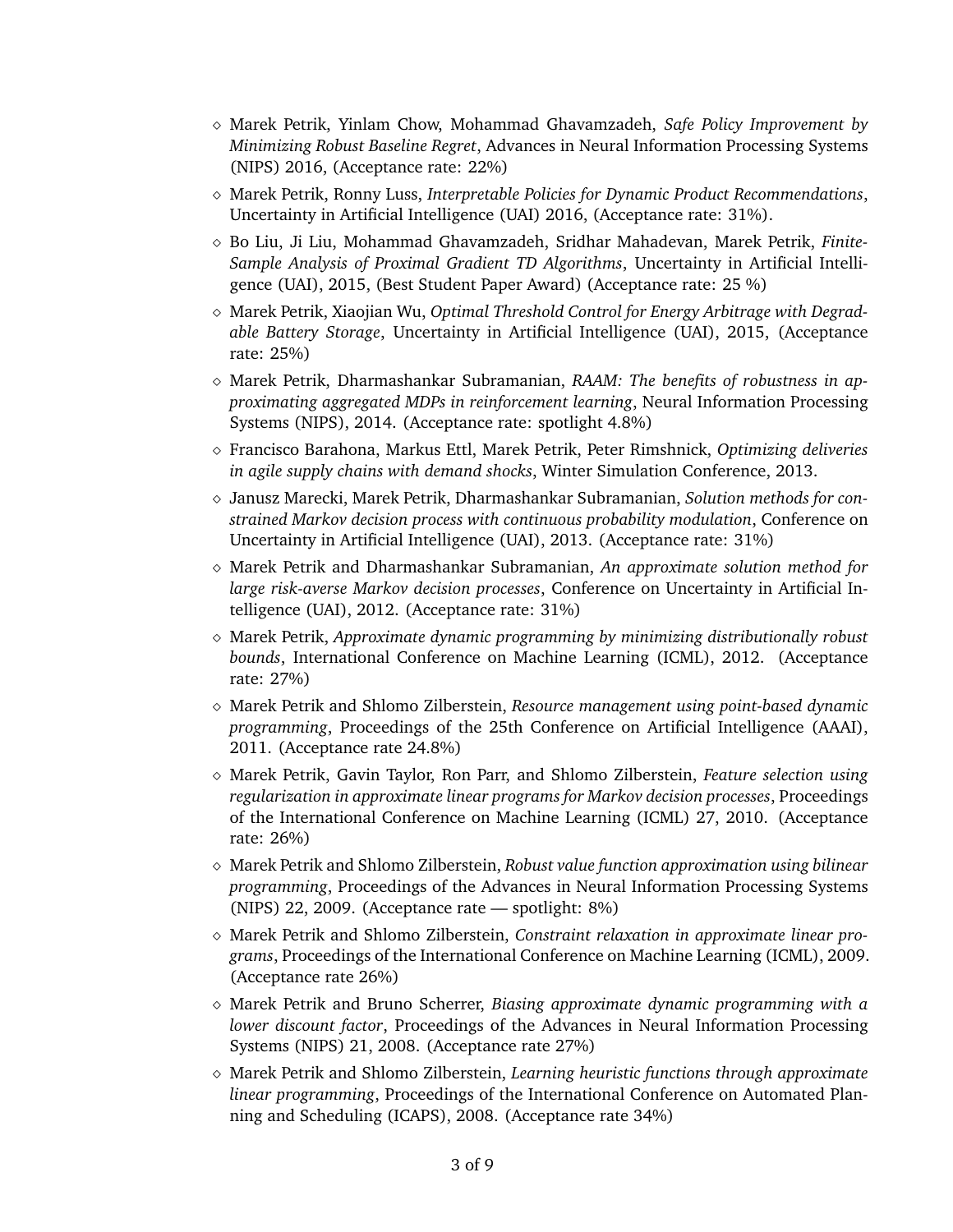- Marek Petrik, Yinlam Chow, Mohammad Ghavamzadeh, *Safe Policy Improvement by Minimizing Robust Baseline Regret*, Advances in Neural Information Processing Systems (NIPS) 2016, (Acceptance rate: 22%)
- Marek Petrik, Ronny Luss, *Interpretable Policies for Dynamic Product Recommendations*, Uncertainty in Artificial Intelligence (UAI) 2016, (Acceptance rate: 31%).
- Bo Liu, Ji Liu, Mohammad Ghavamzadeh, Sridhar Mahadevan, Marek Petrik, *Finite-Sample Analysis of Proximal Gradient TD Algorithms*, Uncertainty in Artificial Intelligence (UAI), 2015, (Best Student Paper Award) (Acceptance rate: 25 %)
- Marek Petrik, Xiaojian Wu, *Optimal Threshold Control for Energy Arbitrage with Degradable Battery Storage*, Uncertainty in Artificial Intelligence (UAI), 2015, (Acceptance rate: 25%)
- Marek Petrik, Dharmashankar Subramanian, *RAAM: The benefits of robustness in approximating aggregated MDPs in reinforcement learning*, Neural Information Processing Systems (NIPS), 2014. (Acceptance rate: spotlight 4.8%)
- Francisco Barahona, Markus Ettl, Marek Petrik, Peter Rimshnick, *Optimizing deliveries in agile supply chains with demand shocks*, Winter Simulation Conference, 2013.
- Janusz Marecki, Marek Petrik, Dharmashankar Subramanian, *Solution methods for constrained Markov decision process with continuous probability modulation*, Conference on Uncertainty in Artificial Intelligence (UAI), 2013. (Acceptance rate: 31%)
- Marek Petrik and Dharmashankar Subramanian, *An approximate solution method for large risk-averse Markov decision processes*, Conference on Uncertainty in Artificial Intelligence (UAI), 2012. (Acceptance rate: 31%)
- Marek Petrik, *Approximate dynamic programming by minimizing distributionally robust bounds*, International Conference on Machine Learning (ICML), 2012. (Acceptance rate: 27%)
- Marek Petrik and Shlomo Zilberstein, *Resource management using point-based dynamic programming*, Proceedings of the 25th Conference on Artificial Intelligence (AAAI), 2011. (Acceptance rate 24.8%)
- Marek Petrik, Gavin Taylor, Ron Parr, and Shlomo Zilberstein, *Feature selection using regularization in approximate linear programs for Markov decision processes*, Proceedings of the International Conference on Machine Learning (ICML) 27, 2010. (Acceptance rate: 26%)
- Marek Petrik and Shlomo Zilberstein, *Robust value function approximation using bilinear programming*, Proceedings of the Advances in Neural Information Processing Systems (NIPS) 22, 2009. (Acceptance rate — spotlight: 8%)
- Marek Petrik and Shlomo Zilberstein, *Constraint relaxation in approximate linear programs*, Proceedings of the International Conference on Machine Learning (ICML), 2009. (Acceptance rate 26%)
- Marek Petrik and Bruno Scherrer, *Biasing approximate dynamic programming with a lower discount factor*, Proceedings of the Advances in Neural Information Processing Systems (NIPS) 21, 2008. (Acceptance rate 27%)
- Marek Petrik and Shlomo Zilberstein, *Learning heuristic functions through approximate linear programming*, Proceedings of the International Conference on Automated Planning and Scheduling (ICAPS), 2008. (Acceptance rate 34%)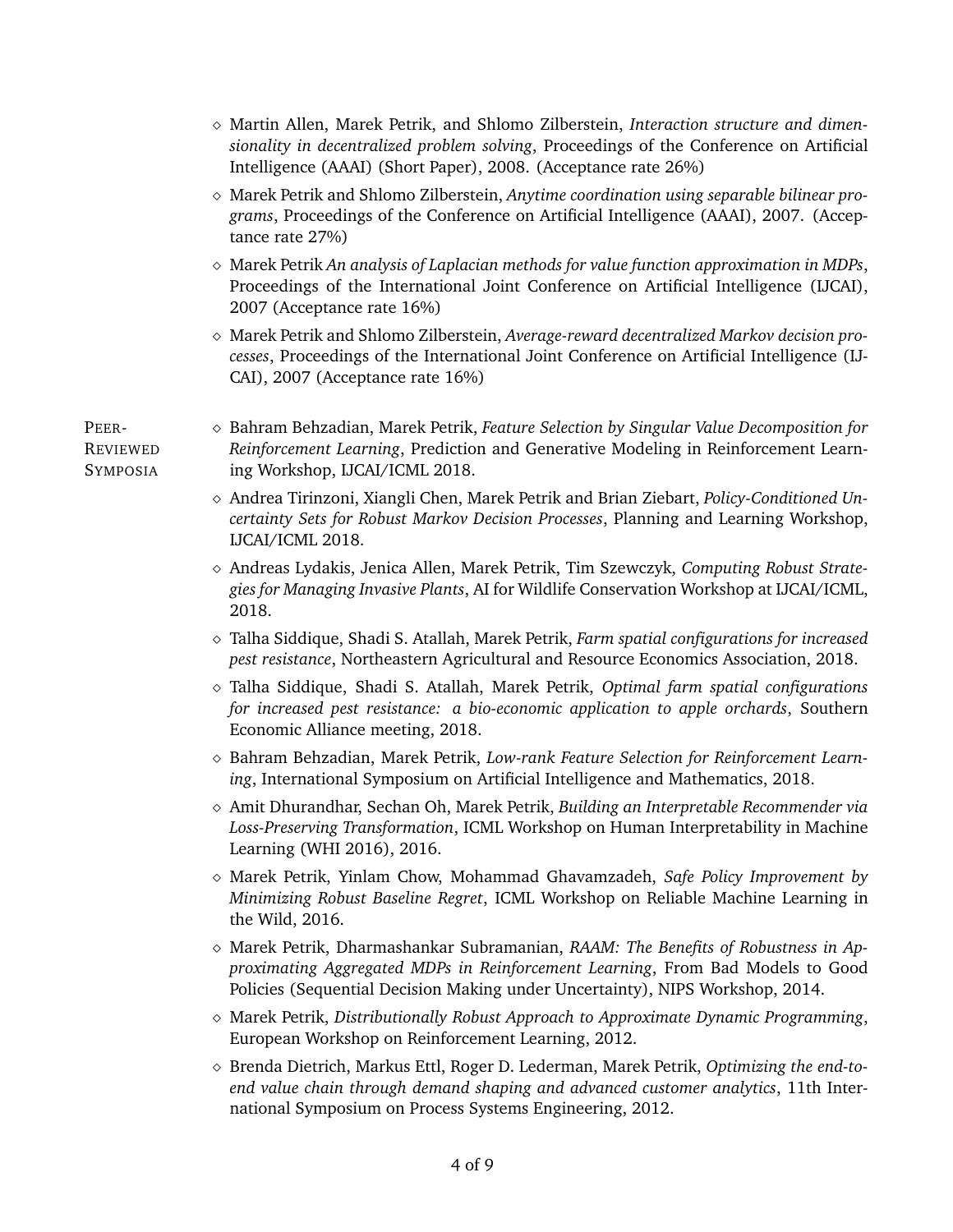- Martin Allen, Marek Petrik, and Shlomo Zilberstein, *Interaction structure and dimensionality in decentralized problem solving*, Proceedings of the Conference on Artificial Intelligence (AAAI) (Short Paper), 2008. (Acceptance rate 26%)
- Marek Petrik and Shlomo Zilberstein, *Anytime coordination using separable bilinear programs*, Proceedings of the Conference on Artificial Intelligence (AAAI), 2007. (Acceptance rate 27%)
- Marek Petrik *An analysis of Laplacian methods for value function approximation in MDPs*, Proceedings of the International Joint Conference on Artificial Intelligence (IJCAI), 2007 (Acceptance rate 16%)
- Marek Petrik and Shlomo Zilberstein, *Average-reward decentralized Markov decision processes*, Proceedings of the International Joint Conference on Artificial Intelligence (IJCAI), 2007 (Acceptance rate 16%)

## Peer-Reviewed Symposia

- Bahram Behzadian, Marek Petrik, *Feature Selection by Singular Value Decomposition for Reinforcement Learning*, Prediction and Generative Modeling in Reinforcement Learning Workshop, IJCAI/ICML 2018.
- Andrea Tirinzoni, Xiangli Chen, Marek Petrik and Brian Ziebart, *Policy-Conditioned Uncertainty Sets for Robust Markov Decision Processes*, Planning and Learning Workshop, IJCAI/ICML 2018.
- Andreas Lydakis, Jenica Allen, Marek Petrik, Tim Szewczyk, *Computing Robust Strategies for Managing Invasive Plants*, AI for Wildlife Conservation Workshop at IJCAI/ICML, 2018.
- Talha Siddique, Shadi S. Atallah, Marek Petrik, *Farm spatial configurations for increased pest resistance*, Northeastern Agricultural and Resource Economics Association, 2018.
- Talha Siddique, Shadi S. Atallah, Marek Petrik, *Optimal farm spatial configurations for increased pest resistance: a bio-economic application to apple orchards*, Southern Economic Alliance meeting, 2018.
- Bahram Behzadian, Marek Petrik, *Low-rank Feature Selection for Reinforcement Learning*, International Symposium on Artificial Intelligence and Mathematics, 2018.
- Amit Dhurandhar, Sechan Oh, Marek Petrik, *Building an Interpretable Recommender via Loss-Preserving Transformation*, ICML Workshop on Human Interpretability in Machine Learning (WHI 2016), 2016.
- Marek Petrik, Yinlam Chow, Mohammad Ghavamzadeh, *Safe Policy Improvement by Minimizing Robust Baseline Regret*, ICML Workshop on Reliable Machine Learning in the Wild, 2016.
- Marek Petrik, Dharmashankar Subramanian, *RAAM: The Benefits of Robustness in Approximating Aggregated MDPs in Reinforcement Learning*, From Bad Models to Good Policies (Sequential Decision Making under Uncertainty), NIPS Workshop, 2014.
- Marek Petrik, *Distributionally Robust Approach to Approximate Dynamic Programming*, European Workshop on Reinforcement Learning, 2012.
- Brenda Dietrich, Markus Ettl, Roger D. Lederman, Marek Petrik, *Optimizing the end-to-end value chain through demand shaping and advanced customer analytics*, 11th International Symposium on Process Systems Engineering, 2012.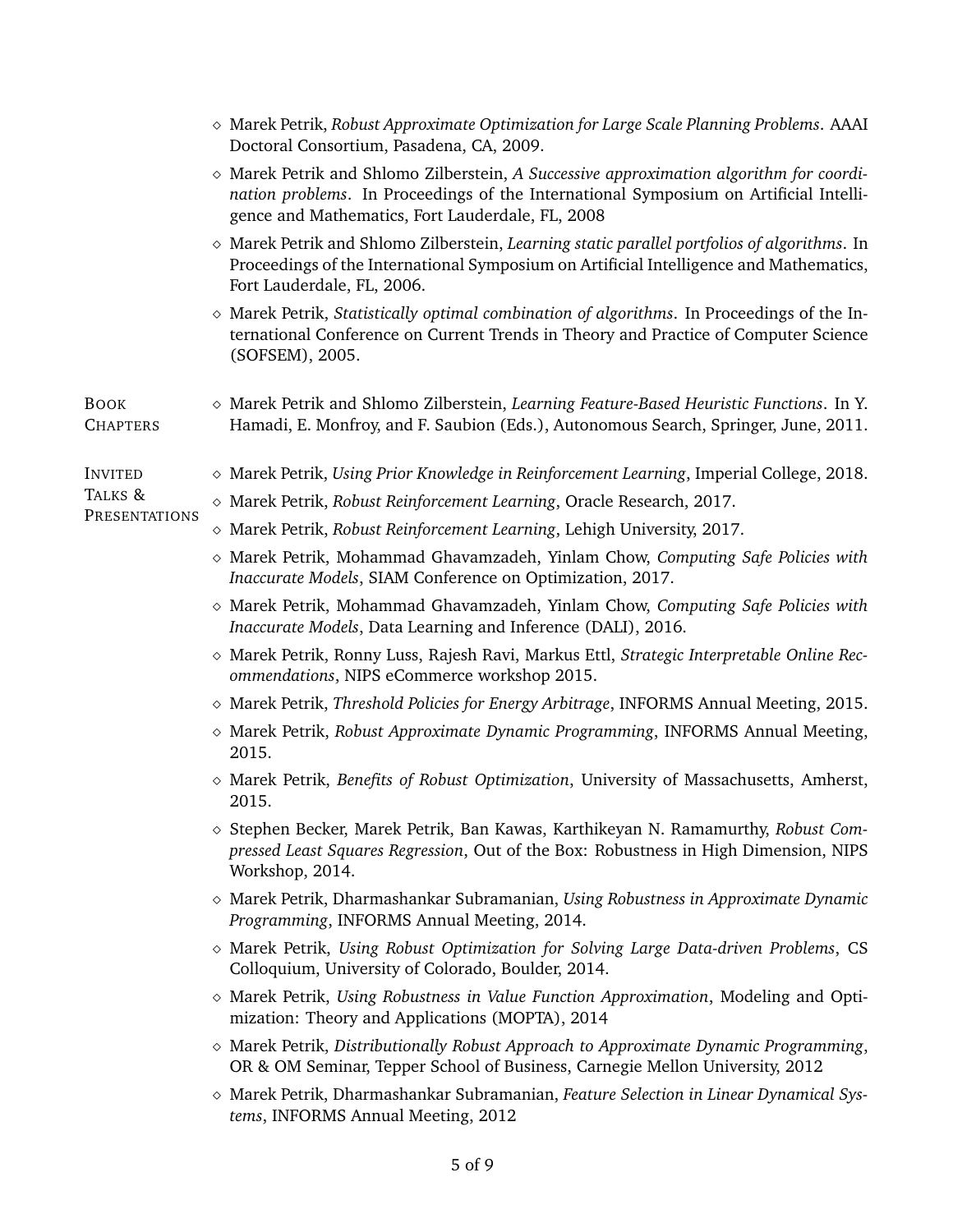- Marek Petrik, *Robust Approximate Optimization for Large Scale Planning Problems*. AAAI Doctoral Consortium, Pasadena, CA, 2009.
- Marek Petrik and Shlomo Zilberstein, *A Successive approximation algorithm for coordination problems*. In Proceedings of the International Symposium on Artificial Intelligence and Mathematics, Fort Lauderdale, FL, 2008
- Marek Petrik and Shlomo Zilberstein, *Learning static parallel portfolios of algorithms*. In Proceedings of the International Symposium on Artificial Intelligence and Mathematics, Fort Lauderdale, FL, 2006.
- Marek Petrik, *Statistically optimal combination of algorithms*. In Proceedings of the International Conference on Current Trends in Theory and Practice of Computer Science (SOFSEM), 2005.

## Book Chapters

- Marek Petrik and Shlomo Zilberstein, *Learning Feature-Based Heuristic Functions*. In Y. Hamadi, E. Monfroy, and F. Saubion (Eds.), Autonomous Search, Springer, June, 2011.

## Invited Talks & Presentations

- Marek Petrik, *Using Prior Knowledge in Reinforcement Learning*, Imperial College, 2018.
- Marek Petrik, *Robust Reinforcement Learning*, Oracle Research, 2017.
- Marek Petrik, *Robust Reinforcement Learning*, Lehigh University, 2017.
- Marek Petrik, Mohammad Ghavamzadeh, Yinlam Chow, *Computing Safe Policies with Inaccurate Models*, SIAM Conference on Optimization, 2017.
- Marek Petrik, Mohammad Ghavamzadeh, Yinlam Chow, *Computing Safe Policies with Inaccurate Models*, Data Learning and Inference (DALI), 2016.
- Marek Petrik, Ronny Luss, Rajesh Ravi, Markus Ettl, *Strategic Interpretable Online Recommendations*, NIPS eCommerce workshop 2015.
- Marek Petrik, *Threshold Policies for Energy Arbitrage*, INFORMS Annual Meeting, 2015.
- Marek Petrik, *Robust Approximate Dynamic Programming*, INFORMS Annual Meeting, 2015.
- Marek Petrik, *Benefits of Robust Optimization*, University of Massachusetts, Amherst, 2015.
- Stephen Becker, Marek Petrik, Ban Kawas, Karthikeyan N. Ramamurthy, *Robust Compressed Least Squares Regression*, Out of the Box: Robustness in High Dimension, NIPS Workshop, 2014.
- Marek Petrik, Dharmashankar Subramanian, *Using Robustness in Approximate Dynamic Programming*, INFORMS Annual Meeting, 2014.
- Marek Petrik, *Using Robust Optimization for Solving Large Data-driven Problems*, CS Colloquium, University of Colorado, Boulder, 2014.
- Marek Petrik, *Using Robustness in Value Function Approximation*, Modeling and Optimization: Theory and Applications (MOPTA), 2014
- Marek Petrik, *Distributionally Robust Approach to Approximate Dynamic Programming*, OR & OM Seminar, Tepper School of Business, Carnegie Mellon University, 2012
- Marek Petrik, Dharmashankar Subramanian, *Feature Selection in Linear Dynamical Systems*, INFORMS Annual Meeting, 2012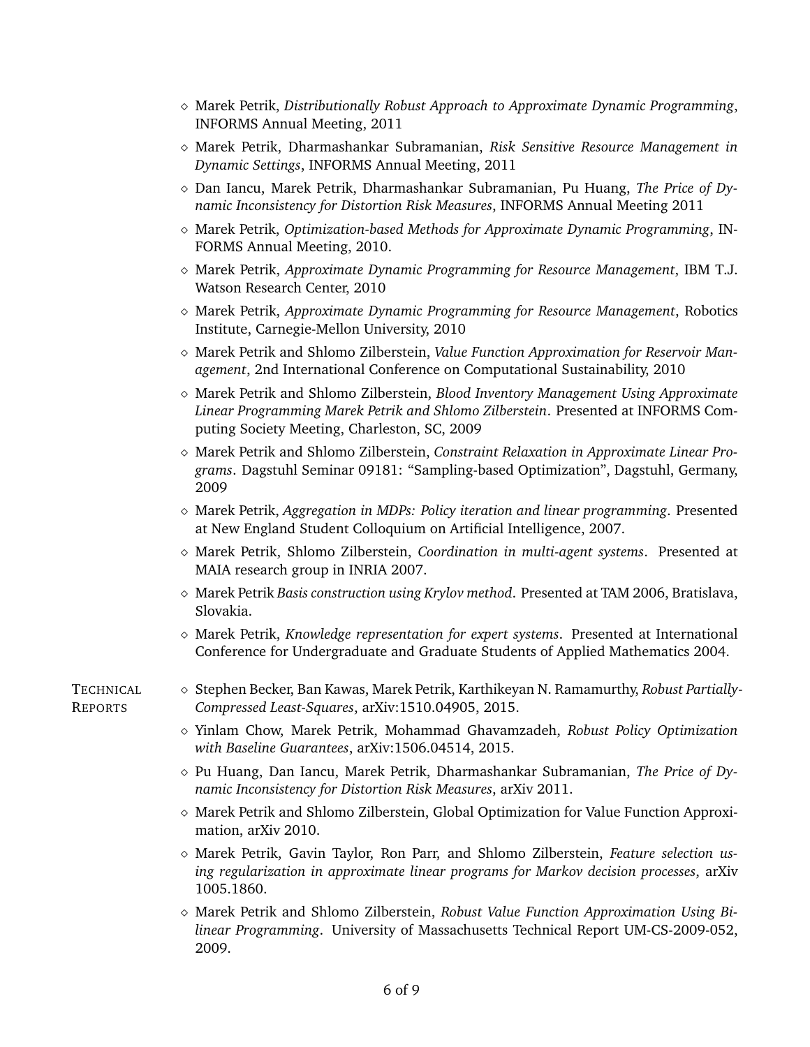- Marek Petrik, *Distributionally Robust Approach to Approximate Dynamic Programming*, INFORMS Annual Meeting, 2011
- Marek Petrik, Dharmashankar Subramanian, *Risk Sensitive Resource Management in Dynamic Settings*, INFORMS Annual Meeting, 2011
- Dan Iancu, Marek Petrik, Dharmashankar Subramanian, Pu Huang, *The Price of Dynamic Inconsistency for Distortion Risk Measures*, INFORMS Annual Meeting 2011
- Marek Petrik, *Optimization-based Methods for Approximate Dynamic Programming*, INFORMS Annual Meeting, 2010.
- Marek Petrik, *Approximate Dynamic Programming for Resource Management*, IBM T.J. Watson Research Center, 2010
- Marek Petrik, *Approximate Dynamic Programming for Resource Management*, Robotics Institute, Carnegie-Mellon University, 2010
- Marek Petrik and Shlomo Zilberstein, *Value Function Approximation for Reservoir Management*, 2nd International Conference on Computational Sustainability, 2010
- Marek Petrik and Shlomo Zilberstein, *Blood Inventory Management Using Approximate Linear Programming Marek Petrik and Shlomo Zilberstein*. Presented at INFORMS Computing Society Meeting, Charleston, SC, 2009
- Marek Petrik and Shlomo Zilberstein, *Constraint Relaxation in Approximate Linear Programs*. Dagstuhl Seminar 09181: "Sampling-based Optimization", Dagstuhl, Germany, 2009
- Marek Petrik, *Aggregation in MDPs: Policy iteration and linear programming*. Presented at New England Student Colloquium on Artificial Intelligence, 2007.
- Marek Petrik, Shlomo Zilberstein, *Coordination in multi-agent systems*. Presented at MAIA research group in INRIA 2007.
- Marek Petrik *Basis construction using Krylov method*. Presented at TAM 2006, Bratislava, Slovakia.
- Marek Petrik, *Knowledge representation for expert systems*. Presented at International Conference for Undergraduate and Graduate Students of Applied Mathematics 2004.

## Technical Reports

- Stephen Becker, Ban Kawas, Marek Petrik, Karthikeyan N. Ramamurthy, *Robust Partially-Compressed Least-Squares*, arXiv:1510.04905, 2015.
- Yinlam Chow, Marek Petrik, Mohammad Ghavamzadeh, *Robust Policy Optimization with Baseline Guarantees*, arXiv:1506.04514, 2015.
- Pu Huang, Dan Iancu, Marek Petrik, Dharmashankar Subramanian, *The Price of Dynamic Inconsistency for Distortion Risk Measures*, arXiv 2011.
- Marek Petrik and Shlomo Zilberstein, Global Optimization for Value Function Approximation, arXiv 2010.
- Marek Petrik, Gavin Taylor, Ron Parr, and Shlomo Zilberstein, *Feature selection using regularization in approximate linear programs for Markov decision processes*, arXiv 1005.1860.
- Marek Petrik and Shlomo Zilberstein, *Robust Value Function Approximation Using Bilinear Programming*. University of Massachusetts Technical Report UM-CS-2009-052, 2009.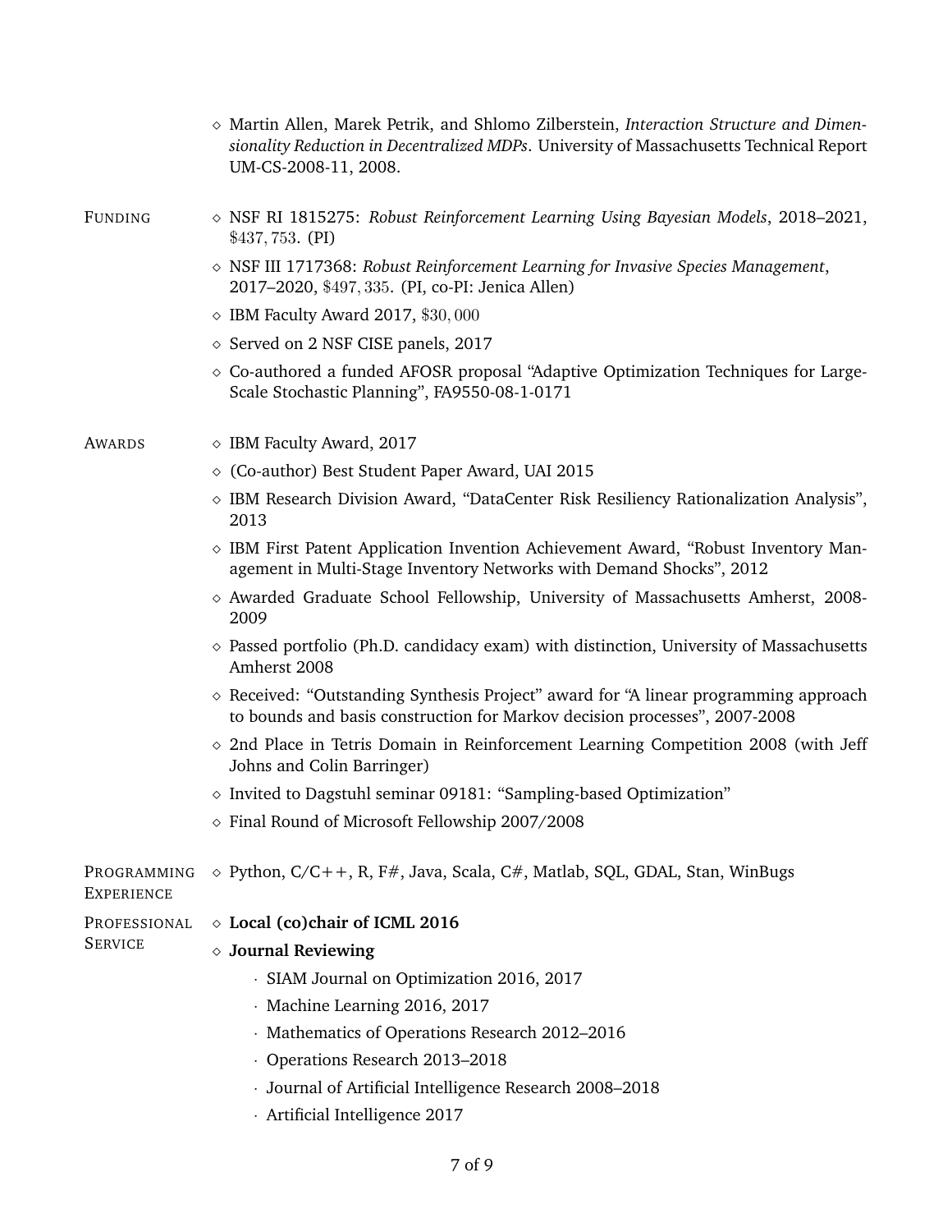- Martin Allen, Marek Petrik, and Shlomo Zilberstein, *Interaction Structure and Dimensionality Reduction in Decentralized MDPs*. University of Massachusetts Technical Report UM-CS-2008-11, 2008.

## Funding

- NSF RI 1815275: *Robust Reinforcement Learning Using Bayesian Models*, 2018–2021, $\$437,753$. (PI)
- NSF III 1717368: *Robust Reinforcement Learning for Invasive Species Management*, 2017–2020, $\$497,335$. (PI, co-PI: Jenica Allen)
- IBM Faculty Award 2017, $\$30,000$
- Served on 2 NSF CISE panels, 2017
- Co-authored a funded AFOSR proposal "Adaptive Optimization Techniques for Large-Scale Stochastic Planning", FA9550-08-1-0171

## Awards

- IBM Faculty Award, 2017
- (Co-author) Best Student Paper Award, UAI 2015
- IBM Research Division Award, "DataCenter Risk Resiliency Rationalization Analysis", 2013
- IBM First Patent Application Invention Achievement Award, "Robust Inventory Management in Multi-Stage Inventory Networks with Demand Shocks", 2012
- Awarded Graduate School Fellowship, University of Massachusetts Amherst, 2008-2009
- Passed portfolio (Ph.D. candidacy exam) with distinction, University of Massachusetts Amherst 2008
- Received: "Outstanding Synthesis Project" award for "A linear programming approach to bounds and basis construction for Markov decision processes", 2007-2008
- 2nd Place in Tetris Domain in Reinforcement Learning Competition 2008 (with Jeff Johns and Colin Barringer)
- Invited to Dagstuhl seminar 09181: "Sampling-based Optimization"
- Final Round of Microsoft Fellowship 2007/2008

## Programming Experience

- Python, C/C++, R, F#, Java, Scala, C#, Matlab, SQL, GDAL, Stan, WinBugs

## Professional Service

- **Local (co)chair of ICML 2016**
- **Journal Reviewing**
  - SIAM Journal on Optimization 2016, 2017
  - Machine Learning 2016, 2017
  - Mathematics of Operations Research 2012–2016
  - Operations Research 2013–2018
  - Journal of Artificial Intelligence Research 2008–2018
  - Artificial Intelligence 2017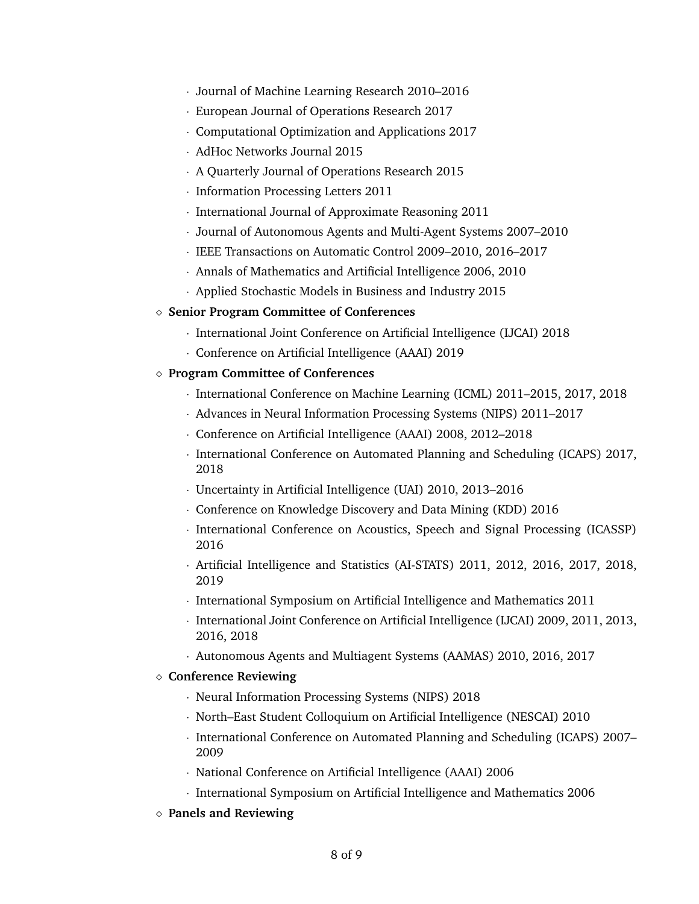- Journal of Machine Learning Research 2010–2016
- European Journal of Operations Research 2017
- Computational Optimization and Applications 2017
- AdHoc Networks Journal 2015
- A Quarterly Journal of Operations Research 2015
- Information Processing Letters 2011
- International Journal of Approximate Reasoning 2011
- Journal of Autonomous Agents and Multi-Agent Systems 2007–2010
- IEEE Transactions on Automatic Control 2009–2010, 2016–2017
- Annals of Mathematics and Artificial Intelligence 2006, 2010
- Applied Stochastic Models in Business and Industry 2015

◇ **Senior Program Committee of Conferences**

- International Joint Conference on Artificial Intelligence (IJCAI) 2018
- Conference on Artificial Intelligence (AAAI) 2019

◇ **Program Committee of Conferences**

- International Conference on Machine Learning (ICML) 2011–2015, 2017, 2018
- Advances in Neural Information Processing Systems (NIPS) 2011–2017
- Conference on Artificial Intelligence (AAAI) 2008, 2012–2018
- International Conference on Automated Planning and Scheduling (ICAPS) 2017, 2018
- Uncertainty in Artificial Intelligence (UAI) 2010, 2013–2016
- Conference on Knowledge Discovery and Data Mining (KDD) 2016
- International Conference on Acoustics, Speech and Signal Processing (ICASSP) 2016
- Artificial Intelligence and Statistics (AI-STATS) 2011, 2012, 2016, 2017, 2018, 2019
- International Symposium on Artificial Intelligence and Mathematics 2011
- International Joint Conference on Artificial Intelligence (IJCAI) 2009, 2011, 2013, 2016, 2018
- Autonomous Agents and Multiagent Systems (AAMAS) 2010, 2016, 2017

◇ **Conference Reviewing**

- Neural Information Processing Systems (NIPS) 2018
- North–East Student Colloquium on Artificial Intelligence (NESCAI) 2010
- International Conference on Automated Planning and Scheduling (ICAPS) 2007–2009
- National Conference on Artificial Intelligence (AAAI) 2006
- International Symposium on Artificial Intelligence and Mathematics 2006

◇ **Panels and Reviewing**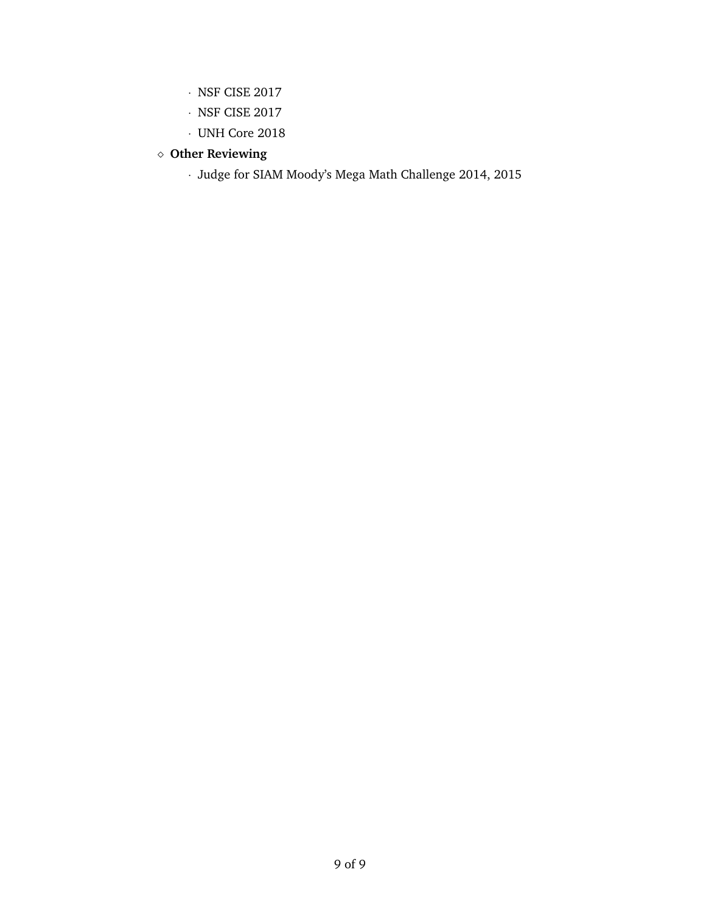- NSF CISE 2017
- NSF CISE 2017
- UNH Core 2018

- **Other Reviewing**
  - Judge for SIAM Moody's Mega Math Challenge 2014, 2015